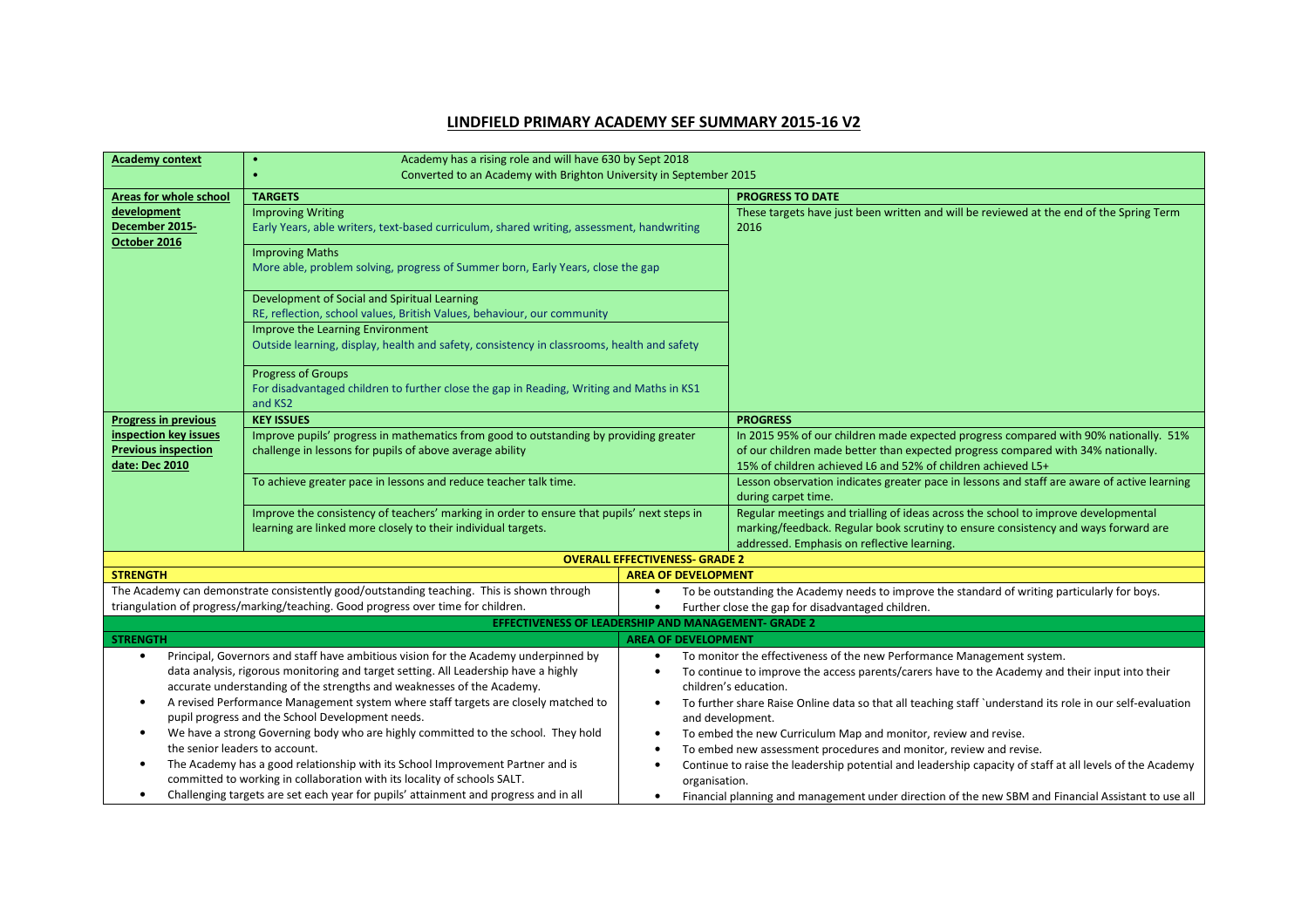# LINDFIELD PRIMARY ACADEMY SEF SUMMARY 2015-16 V2

| **Academy context** | • Academy has a rising role and will have 630 by Sept 2018<br>• Converted to an Academy with Brighton University in September 2015 | |
|---|---|---|
| **Areas for whole school development December 2015- October 2016** | **TARGETS** | **PROGRESS TO DATE** |
| | Improving Writing<br>Early Years, able writers, text-based curriculum, shared writing, assessment, handwriting | These targets have just been written and will be reviewed at the end of the Spring Term 2016 |
| | Improving Maths<br>More able, problem solving, progress of Summer born, Early Years, close the gap | |
| | Development of Social and Spiritual Learning<br>RE, reflection, school values, British Values, behaviour, our community | |
| | Improve the Learning Environment<br>Outside learning, display, health and safety, consistency in classrooms, health and safety | |
| | Progress of Groups<br>For disadvantaged children to further close the gap in Reading, Writing and Maths in KS1 and KS2 | |
| **Progress in previous inspection key issues**<br>**Previous inspection date: Dec 2010** | **KEY ISSUES** | **PROGRESS** |
| | Improve pupils' progress in mathematics from good to outstanding by providing greater challenge in lessons for pupils of above average ability | In 2015 95% of our children made expected progress compared with 90% nationally. 51% of our children made better than expected progress compared with 34% nationally. 15% of children achieved L6 and 52% of children achieved L5+ |
| | To achieve greater pace in lessons and reduce teacher talk time. | Lesson observation indicates greater pace in lessons and staff are aware of active learning during carpet time. |
| | Improve the consistency of teachers' marking in order to ensure that pupils' next steps in learning are linked more closely to their individual targets. | Regular meetings and trialling of ideas across the school to improve developmental marking/feedback. Regular book scrutiny to ensure consistency and ways forward are addressed. Emphasis on reflective learning. |

## OVERALL EFFECTIVENESS- GRADE 2

| STRENGTH | AREA OF DEVELOPMENT |
|---|---|
| The Academy can demonstrate consistently good/outstanding teaching. This is shown through triangulation of progress/marking/teaching. Good progress over time for children. | • To be outstanding the Academy needs to improve the standard of writing particularly for boys.<br>• Further close the gap for disadvantaged children. |

## EFFECTIVENESS OF LEADERSHIP AND MANAGEMENT- GRADE 2

| STRENGTH | AREA OF DEVELOPMENT |
|---|---|
| • Principal, Governors and staff have ambitious vision for the Academy underpinned by data analysis, rigorous monitoring and target setting. All Leadership have a highly accurate understanding of the strengths and weaknesses of the Academy.<br>• A revised Performance Management system where staff targets are closely matched to pupil progress and the School Development needs.<br>• We have a strong Governing body who are highly committed to the school. They hold the senior leaders to account.<br>• The Academy has a good relationship with its School Improvement Partner and is committed to working in collaboration with its locality of schools SALT.<br>• Challenging targets are set each year for pupils' attainment and progress and in all | • To monitor the effectiveness of the new Performance Management system.<br>• To continue to improve the access parents/carers have to the Academy and their input into their children's education.<br>• To further share Raise Online data so that all teaching staff `understand its role in our self-evaluation and development.<br>• To embed the new Curriculum Map and monitor, review and revise.<br>• To embed new assessment procedures and monitor, review and revise.<br>• Continue to raise the leadership potential and leadership capacity of staff at all levels of the Academy organisation.<br>• Financial planning and management under direction of the new SBM and Financial Assistant to use all |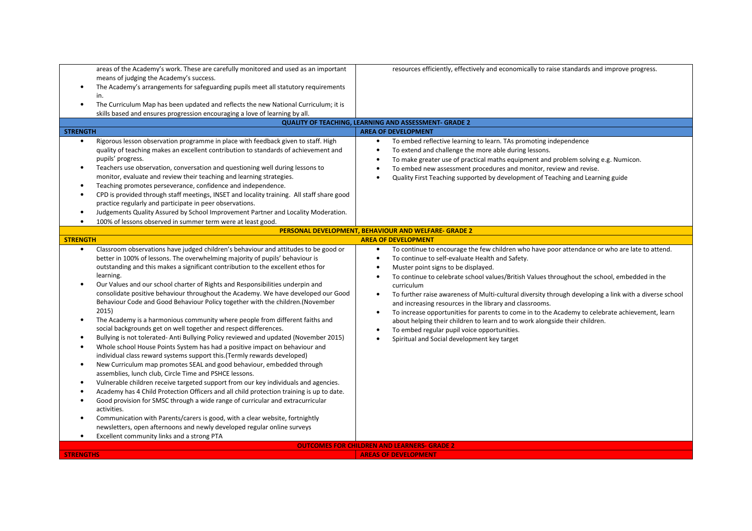| | |
|---|---|
| areas of the Academy's work. These are carefully monitored and used as an important means of judging the Academy's success.<br>• The Academy's arrangements for safeguarding pupils meet all statutory requirements in.<br>• The Curriculum Map has been updated and reflects the new National Curriculum; it is skills based and ensures progression encouraging a love of learning by all. | resources efficiently, effectively and economically to raise standards and improve progress. |

## QUALITY OF TEACHING, LEARNING AND ASSESSMENT- GRADE 2

| STRENGTH | AREA OF DEVELOPMENT |
|---|---|
| • Rigorous lesson observation programme in place with feedback given to staff. High quality of teaching makes an excellent contribution to standards of achievement and pupils' progress.<br>• Teachers use observation, conversation and questioning well during lessons to monitor, evaluate and review their teaching and learning strategies.<br>• Teaching promotes perseverance, confidence and independence.<br>• CPD is provided through staff meetings, INSET and locality training. All staff share good practice regularly and participate in peer observations.<br>• Judgements Quality Assured by School Improvement Partner and Locality Moderation.<br>• 100% of lessons observed in summer term were at least good. | • To embed reflective learning to learn. TAs promoting independence<br>• To extend and challenge the more able during lessons.<br>• To make greater use of practical maths equipment and problem solving e.g. Numicon.<br>• To embed new assessment procedures and monitor, review and revise.<br>• Quality First Teaching supported by development of Teaching and Learning guide |

## PERSONAL DEVELOPMENT, BEHAVIOUR AND WELFARE- GRADE 2

| STRENGTH | AREA OF DEVELOPMENT |
|---|---|
| • Classroom observations have judged children's behaviour and attitudes to be good or better in 100% of lessons. The overwhelming majority of pupils' behaviour is outstanding and this makes a significant contribution to the excellent ethos for learning.<br>• Our Values and our school charter of Rights and Responsibilities underpin and consolidate positive behaviour throughout the Academy. We have developed our Good Behaviour Code and Good Behaviour Policy together with the children.(November 2015)<br>• The Academy is a harmonious community where people from different faiths and social backgrounds get on well together and respect differences.<br>• Bullying is not tolerated- Anti Bullying Policy reviewed and updated (November 2015)<br>• Whole school House Points System has had a positive impact on behaviour and individual class reward systems support this.(Termly rewards developed)<br>• New Curriculum map promotes SEAL and good behaviour, embedded through assemblies, lunch club, Circle Time and PSHCE lessons.<br>• Vulnerable children receive targeted support from our key individuals and agencies.<br>• Academy has 4 Child Protection Officers and all child protection training is up to date.<br>• Good provision for SMSC through a wide range of curricular and extracurricular activities.<br>• Communication with Parents/carers is good, with a clear website, fortnightly newsletters, open afternoons and newly developed regular online surveys<br>• Excellent community links and a strong PTA | • To continue to encourage the few children who have poor attendance or who are late to attend.<br>• To continue to self-evaluate Health and Safety.<br>• Muster point signs to be displayed.<br>• To continue to celebrate school values/British Values throughout the school, embedded in the curriculum<br>• To further raise awareness of Multi-cultural diversity through developing a link with a diverse school and increasing resources in the library and classrooms.<br>• To increase opportunities for parents to come in to the Academy to celebrate achievement, learn about helping their children to learn and to work alongside their children.<br>• To embed regular pupil voice opportunities.<br>• Spiritual and Social development key target |

## OUTCOMES FOR CHILDREN AND LEARNERS- GRADE 2

| STRENGTHS | AREAS OF DEVELOPMENT |
|---|---|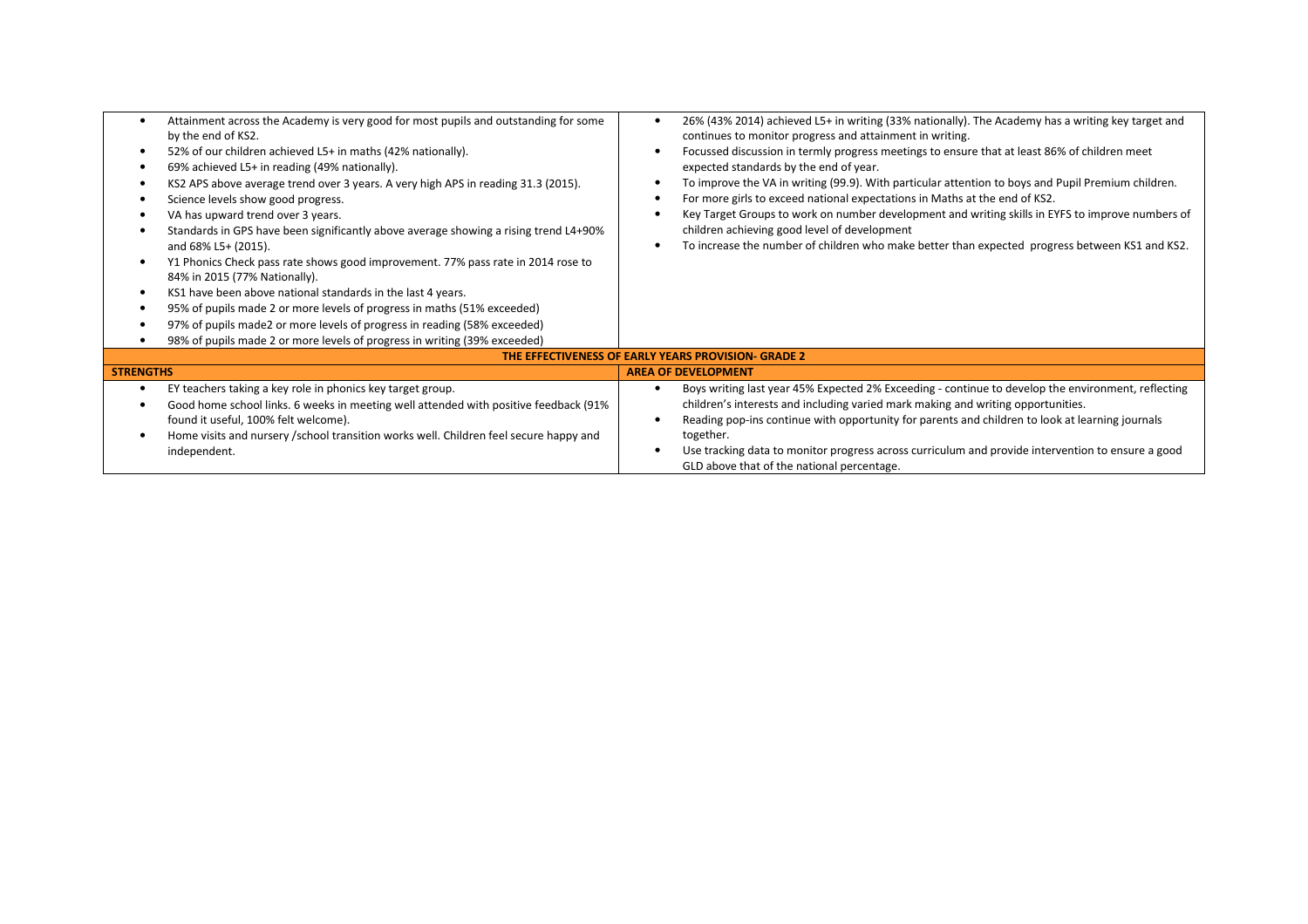| | |
|---|---|
| • Attainment across the Academy is very good for most pupils and outstanding for some by the end of KS2.<br>• 52% of our children achieved L5+ in maths (42% nationally).<br>• 69% achieved L5+ in reading (49% nationally).<br>• KS2 APS above average trend over 3 years. A very high APS in reading 31.3 (2015).<br>• Science levels show good progress.<br>• VA has upward trend over 3 years.<br>• Standards in GPS have been significantly above average showing a rising trend L4+90% and 68% L5+ (2015).<br>• Y1 Phonics Check pass rate shows good improvement. 77% pass rate in 2014 rose to 84% in 2015 (77% Nationally).<br>• KS1 have been above national standards in the last 4 years.<br>• 95% of pupils made 2 or more levels of progress in maths (51% exceeded)<br>• 97% of pupils made2 or more levels of progress in reading (58% exceeded)<br>• 98% of pupils made 2 or more levels of progress in writing (39% exceeded) | • 26% (43% 2014) achieved L5+ in writing (33% nationally). The Academy has a writing key target and continues to monitor progress and attainment in writing.<br>• Focussed discussion in termly progress meetings to ensure that at least 86% of children meet expected standards by the end of year.<br>• To improve the VA in writing (99.9). With particular attention to boys and Pupil Premium children.<br>• For more girls to exceed national expectations in Maths at the end of KS2.<br>• Key Target Groups to work on number development and writing skills in EYFS to improve numbers of children achieving good level of development<br>• To increase the number of children who make better than expected progress between KS1 and KS2. |
| **THE EFFECTIVENESS OF EARLY YEARS PROVISION- GRADE 2** | |
| **STRENGTHS** | **AREA OF DEVELOPMENT** |
| • EY teachers taking a key role in phonics key target group.<br>• Good home school links. 6 weeks in meeting well attended with positive feedback (91% found it useful, 100% felt welcome).<br>• Home visits and nursery /school transition works well. Children feel secure happy and independent. | • Boys writing last year 45% Expected 2% Exceeding - continue to develop the environment, reflecting children's interests and including varied mark making and writing opportunities.<br>• Reading pop-ins continue with opportunity for parents and children to look at learning journals together.<br>• Use tracking data to monitor progress across curriculum and provide intervention to ensure a good GLD above that of the national percentage. |